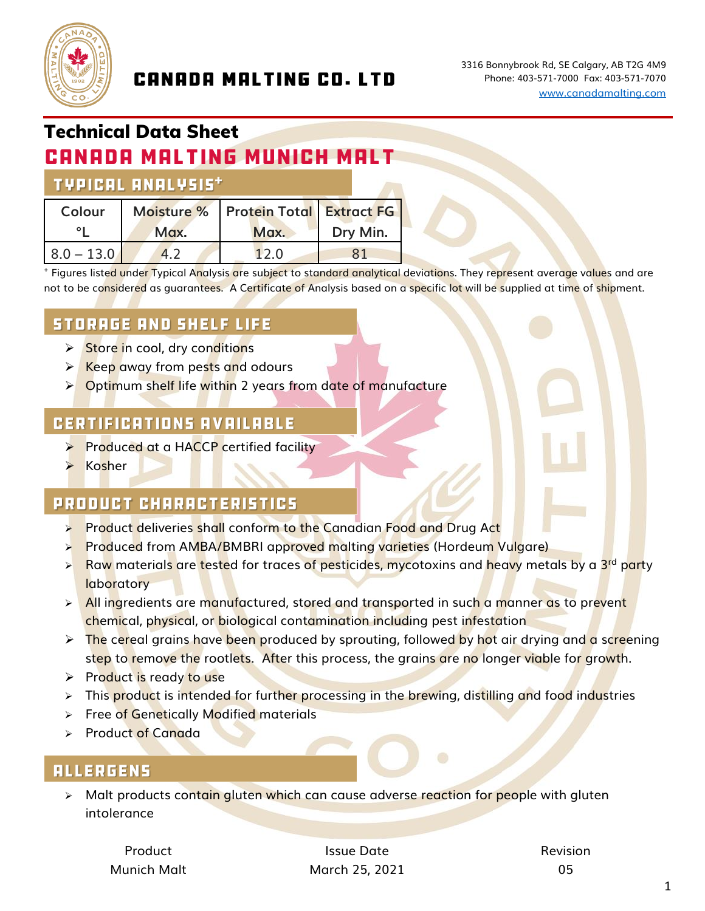# Canada Malting Co. Ltd

3316 Bonnybrook Rd, SE Calgary, AB T2G 4M9
Phone: 403-571-7000 Fax: 403-571-7070
www.canadamalting.com

## Technical Data Sheet

# Canada Malting Munich Malt

## Typical Analysis⁺

| Colour °L | Moisture % Max. | Protein Total Max. | Extract FG Dry Min. |
|---|---|---|---|
| 8.0 – 13.0 | 4.2 | 12.0 | 81 |

⁺ Figures listed under Typical Analysis are subject to standard analytical deviations. They represent average values and are not to be considered as guarantees. A Certificate of Analysis based on a specific lot will be supplied at time of shipment.

## Storage and Shelf Life

- Store in cool, dry conditions
- Keep away from pests and odours
- Optimum shelf life within 2 years from date of manufacture

## Certifications Available

- Produced at a HACCP certified facility
- Kosher

## Product Characteristics

- Product deliveries shall conform to the Canadian Food and Drug Act
- Produced from AMBA/BMBRI approved malting varieties (Hordeum Vulgare)
- Raw materials are tested for traces of pesticides, mycotoxins and heavy metals by a 3rd party laboratory
- All ingredients are manufactured, stored and transported in such a manner as to prevent chemical, physical, or biological contamination including pest infestation
- The cereal grains have been produced by sprouting, followed by hot air drying and a screening step to remove the rootlets. After this process, the grains are no longer viable for growth.
- Product is ready to use
- This product is intended for further processing in the brewing, distilling and food industries
- Free of Genetically Modified materials
- Product of Canada

## Allergens

- Malt products contain gluten which can cause adverse reaction for people with gluten intolerance

| Product | Issue Date | Revision |
|---|---|---|
| Munich Malt | March 25, 2021 | 05 |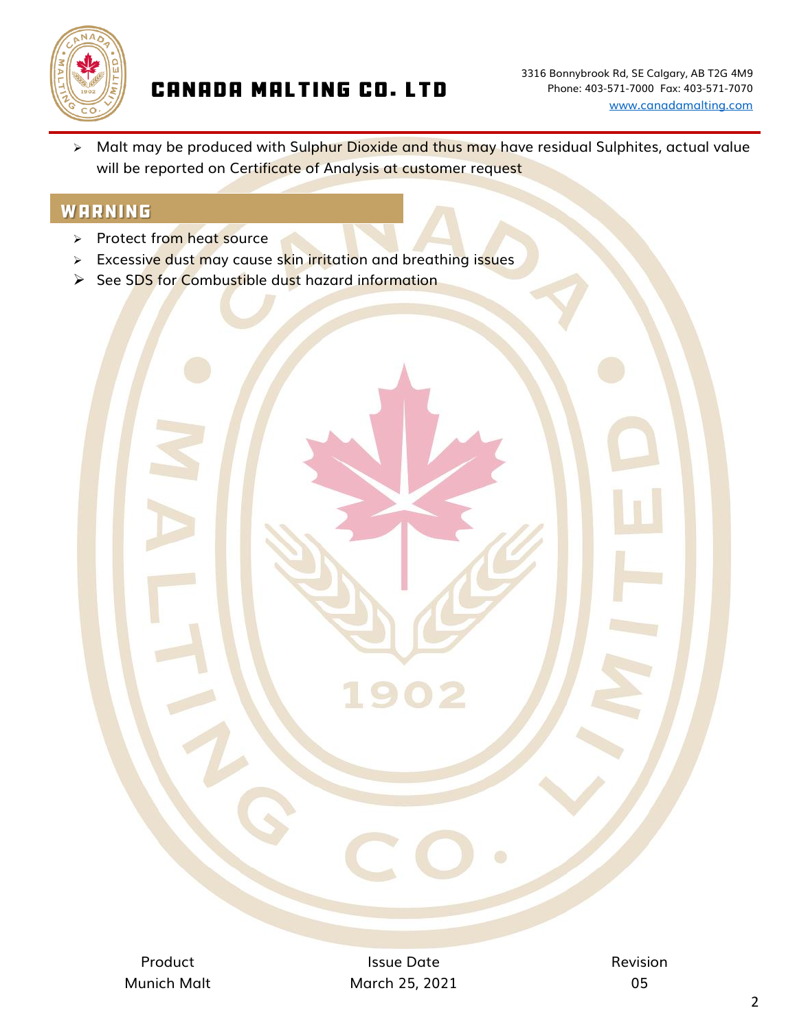- Malt may be produced with Sulphur Dioxide and thus may have residual Sulphites, actual value will be reported on Certificate of Analysis at customer request

## WARNING

- Protect from heat source
- Excessive dust may cause skin irritation and breathing issues
- See SDS for Combustible dust hazard information

| Product | Issue Date | Revision |
|---|---|---|
| Munich Malt | March 25, 2021 | 05 |